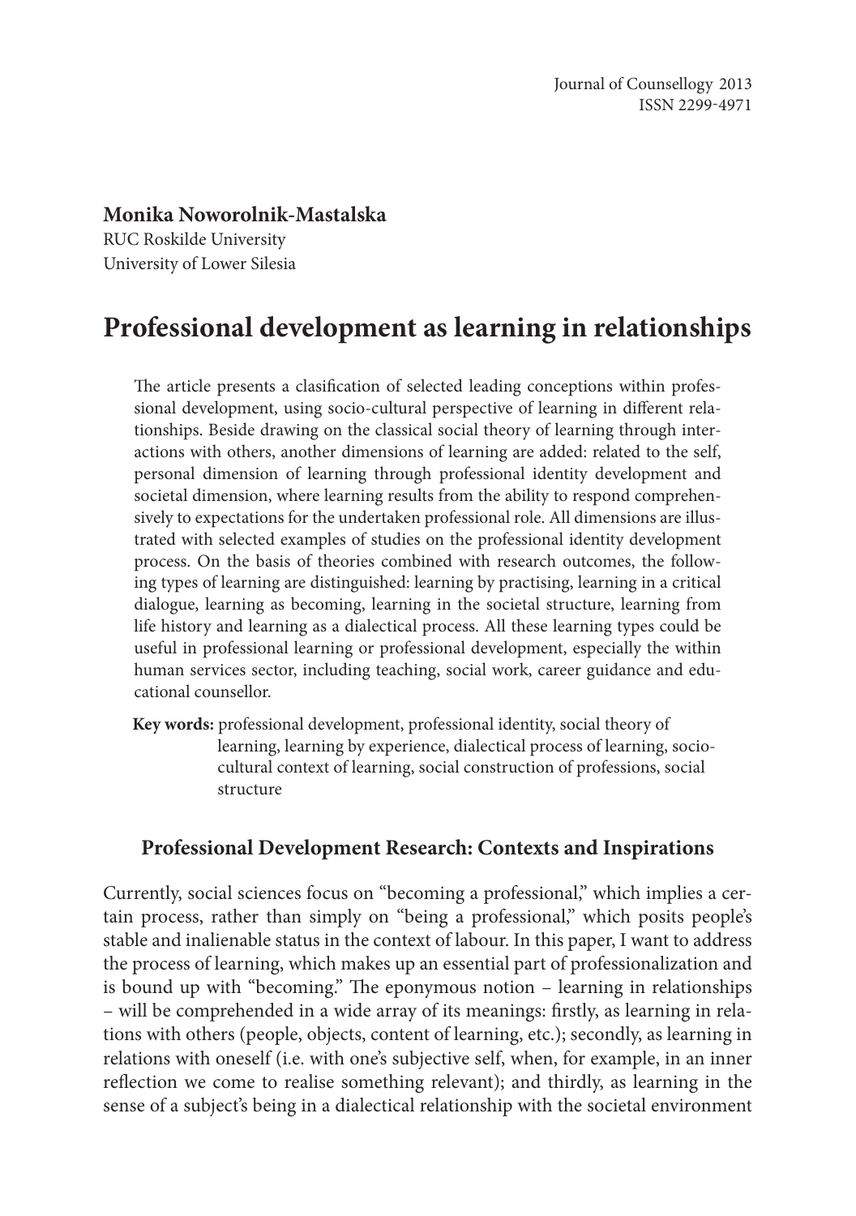Journal of Counsellogy 2013
ISSN 2299-4971

**Monika Noworolnik-Mastalska**
RUC Roskilde University
University of Lower Silesia

# Professional development as learning in relationships

The article presents a clasification of selected leading conceptions within professional development, using socio-cultural perspective of learning in different relationships. Beside drawing on the classical social theory of learning through interactions with others, another dimensions of learning are added: related to the self, personal dimension of learning through professional identity development and societal dimension, where learning results from the ability to respond comprehensively to expectations for the undertaken professional role. All dimensions are illustrated with selected examples of studies on the professional identity development process. On the basis of theories combined with research outcomes, the following types of learning are distinguished: learning by practising, learning in a critical dialogue, learning as becoming, learning in the societal structure, learning from life history and learning as a dialectical process. All these learning types could be useful in professional learning or professional development, especially the within human services sector, including teaching, social work, career guidance and educational counsellor.

**Key words:** professional development, professional identity, social theory of learning, learning by experience, dialectical process of learning, socio-cultural context of learning, social construction of professions, social structure

## Professional Development Research: Contexts and Inspirations

Currently, social sciences focus on "becoming a professional," which implies a certain process, rather than simply on "being a professional," which posits people's stable and inalienable status in the context of labour. In this paper, I want to address the process of learning, which makes up an essential part of professionalization and is bound up with "becoming." The eponymous notion – learning in relationships – will be comprehended in a wide array of its meanings: firstly, as learning in relations with others (people, objects, content of learning, etc.); secondly, as learning in relations with oneself (i.e. with one's subjective self, when, for example, in an inner reflection we come to realise something relevant); and thirdly, as learning in the sense of a subject's being in a dialectical relationship with the societal environment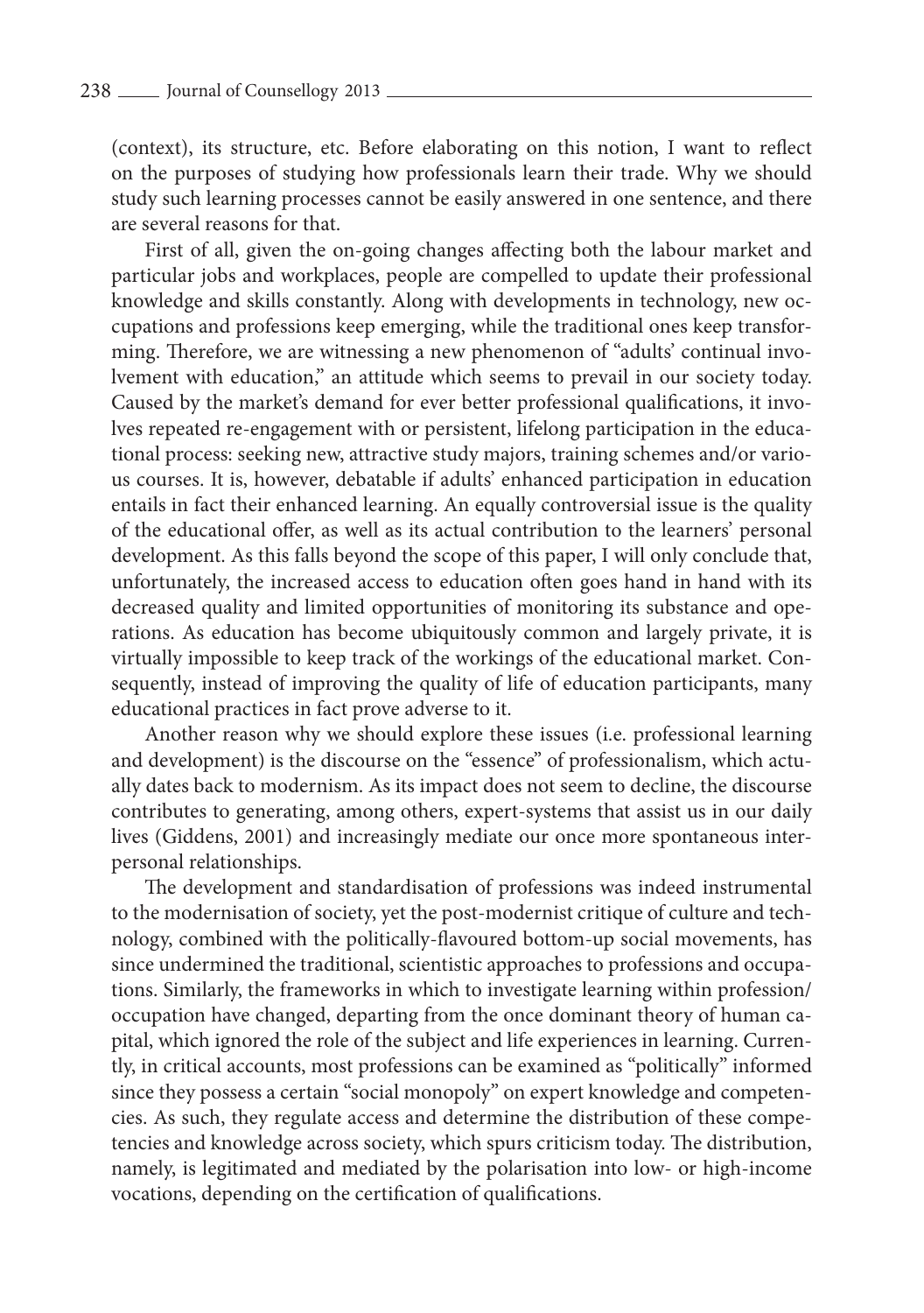(context), its structure, etc. Before elaborating on this notion, I want to reflect on the purposes of studying how professionals learn their trade. Why we should study such learning processes cannot be easily answered in one sentence, and there are several reasons for that.

First of all, given the on-going changes affecting both the labour market and particular jobs and workplaces, people are compelled to update their professional knowledge and skills constantly. Along with developments in technology, new occupations and professions keep emerging, while the traditional ones keep transforming. Therefore, we are witnessing a new phenomenon of "adults' continual involvement with education," an attitude which seems to prevail in our society today. Caused by the market's demand for ever better professional qualifications, it involves repeated re-engagement with or persistent, lifelong participation in the educational process: seeking new, attractive study majors, training schemes and/or various courses. It is, however, debatable if adults' enhanced participation in education entails in fact their enhanced learning. An equally controversial issue is the quality of the educational offer, as well as its actual contribution to the learners' personal development. As this falls beyond the scope of this paper, I will only conclude that, unfortunately, the increased access to education often goes hand in hand with its decreased quality and limited opportunities of monitoring its substance and operations. As education has become ubiquitously common and largely private, it is virtually impossible to keep track of the workings of the educational market. Consequently, instead of improving the quality of life of education participants, many educational practices in fact prove adverse to it.

Another reason why we should explore these issues (i.e. professional learning and development) is the discourse on the "essence" of professionalism, which actually dates back to modernism. As its impact does not seem to decline, the discourse contributes to generating, among others, expert-systems that assist us in our daily lives (Giddens, 2001) and increasingly mediate our once more spontaneous interpersonal relationships.

The development and standardisation of professions was indeed instrumental to the modernisation of society, yet the post-modernist critique of culture and technology, combined with the politically-flavoured bottom-up social movements, has since undermined the traditional, scientistic approaches to professions and occupations. Similarly, the frameworks in which to investigate learning within profession/occupation have changed, departing from the once dominant theory of human capital, which ignored the role of the subject and life experiences in learning. Currently, in critical accounts, most professions can be examined as "politically" informed since they possess a certain "social monopoly" on expert knowledge and competencies. As such, they regulate access and determine the distribution of these competencies and knowledge across society, which spurs criticism today. The distribution, namely, is legitimated and mediated by the polarisation into low- or high-income vocations, depending on the certification of qualifications.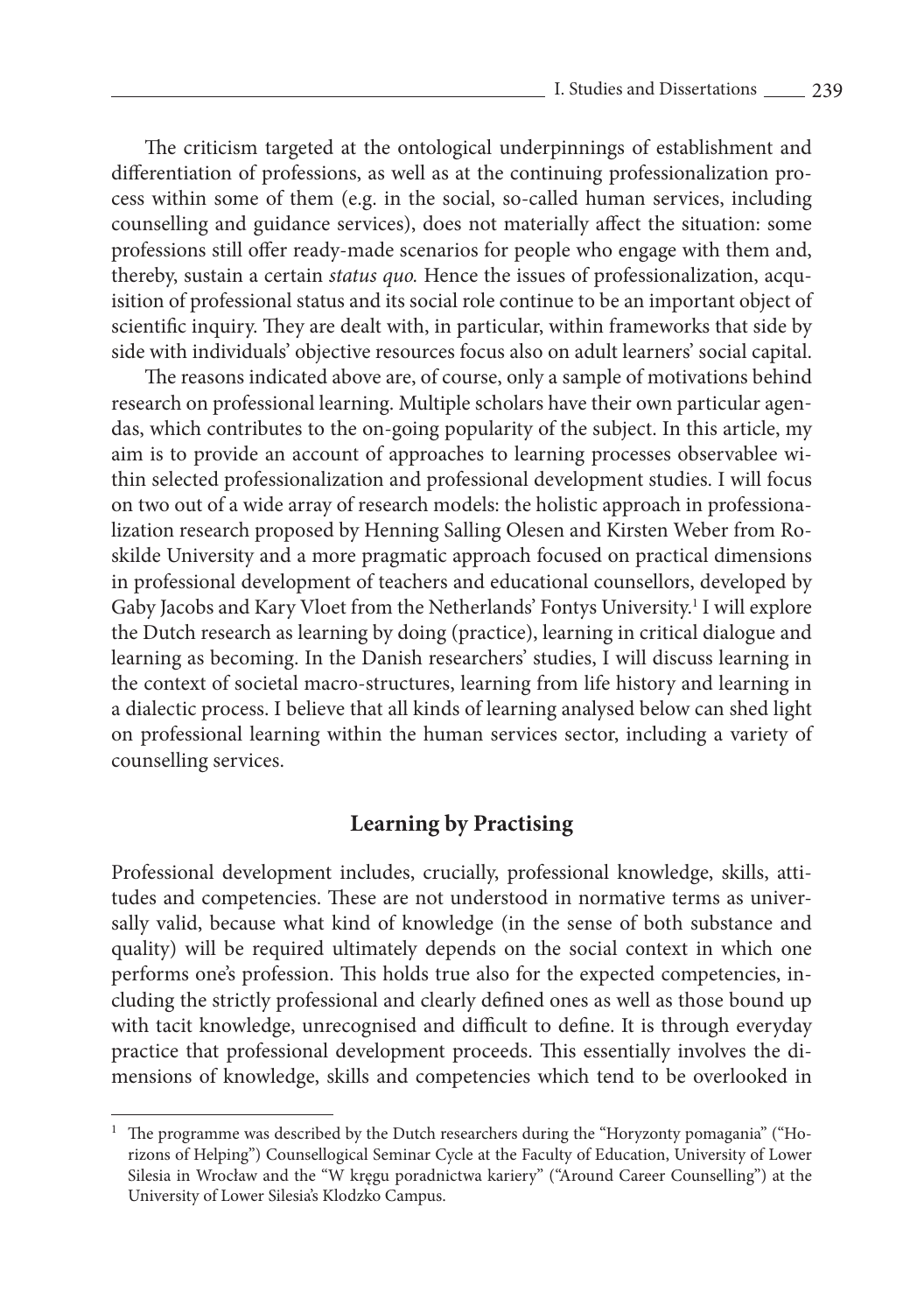The criticism targeted at the ontological underpinnings of establishment and differentiation of professions, as well as at the continuing professionalization process within some of them (e.g. in the social, so-called human services, including counselling and guidance services), does not materially affect the situation: some professions still offer ready-made scenarios for people who engage with them and, thereby, sustain a certain *status quo.* Hence the issues of professionalization, acquisition of professional status and its social role continue to be an important object of scientific inquiry. They are dealt with, in particular, within frameworks that side by side with individuals' objective resources focus also on adult learners' social capital.

The reasons indicated above are, of course, only a sample of motivations behind research on professional learning. Multiple scholars have their own particular agendas, which contributes to the on-going popularity of the subject. In this article, my aim is to provide an account of approaches to learning processes observablee within selected professionalization and professional development studies. I will focus on two out of a wide array of research models: the holistic approach in professionalization research proposed by Henning Salling Olesen and Kirsten Weber from Roskilde University and a more pragmatic approach focused on practical dimensions in professional development of teachers and educational counsellors, developed by Gaby Jacobs and Kary Vloet from the Netherlands' Fontys University.[1] I will explore the Dutch research as learning by doing (practice), learning in critical dialogue and learning as becoming. In the Danish researchers' studies, I will discuss learning in the context of societal macro-structures, learning from life history and learning in a dialectic process. I believe that all kinds of learning analysed below can shed light on professional learning within the human services sector, including a variety of counselling services.

## Learning by Practising

Professional development includes, crucially, professional knowledge, skills, attitudes and competencies. These are not understood in normative terms as universally valid, because what kind of knowledge (in the sense of both substance and quality) will be required ultimately depends on the social context in which one performs one's profession. This holds true also for the expected competencies, including the strictly professional and clearly defined ones as well as those bound up with tacit knowledge, unrecognised and difficult to define. It is through everyday practice that professional development proceeds. This essentially involves the dimensions of knowledge, skills and competencies which tend to be overlooked in

[1] The programme was described by the Dutch researchers during the "Horyzonty pomagania" ("Horizons of Helping") Counsellogical Seminar Cycle at the Faculty of Education, University of Lower Silesia in Wrocław and the "W kręgu poradnictwa kariery" ("Around Career Counselling") at the University of Lower Silesia's Klodzko Campus.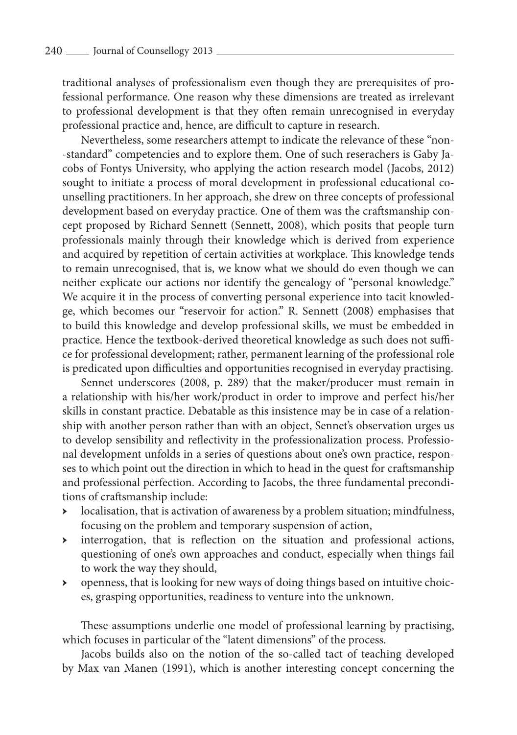traditional analyses of professionalism even though they are prerequisites of professional performance. One reason why these dimensions are treated as irrelevant to professional development is that they often remain unrecognised in everyday professional practice and, hence, are difficult to capture in research.

Nevertheless, some researchers attempt to indicate the relevance of these "non-standard" competencies and to explore them. One of such reserachers is Gaby Jacobs of Fontys University, who applying the action research model (Jacobs, 2012) sought to initiate a process of moral development in professional educational counselling practitioners. In her approach, she drew on three concepts of professional development based on everyday practice. One of them was the craftsmanship concept proposed by Richard Sennett (Sennett, 2008), which posits that people turn professionals mainly through their knowledge which is derived from experience and acquired by repetition of certain activities at workplace. This knowledge tends to remain unrecognised, that is, we know what we should do even though we can neither explicate our actions nor identify the genealogy of "personal knowledge." We acquire it in the process of converting personal experience into tacit knowledge, which becomes our "reservoir for action." R. Sennett (2008) emphasises that to build this knowledge and develop professional skills, we must be embedded in practice. Hence the textbook-derived theoretical knowledge as such does not suffice for professional development; rather, permanent learning of the professional role is predicated upon difficulties and opportunities recognised in everyday practising.

Sennet underscores (2008, p. 289) that the maker/producer must remain in a relationship with his/her work/product in order to improve and perfect his/her skills in constant practice. Debatable as this insistence may be in case of a relationship with another person rather than with an object, Sennet's observation urges us to develop sensibility and reflectivity in the professionalization process. Professional development unfolds in a series of questions about one's own practice, responses to which point out the direction in which to head in the quest for craftsmanship and professional perfection. According to Jacobs, the three fundamental preconditions of craftsmanship include:

- localisation, that is activation of awareness by a problem situation; mindfulness, focusing on the problem and temporary suspension of action,
- interrogation, that is reflection on the situation and professional actions, questioning of one's own approaches and conduct, especially when things fail to work the way they should,
- openness, that is looking for new ways of doing things based on intuitive choices, grasping opportunities, readiness to venture into the unknown.

These assumptions underlie one model of professional learning by practising, which focuses in particular of the "latent dimensions" of the process.

Jacobs builds also on the notion of the so-called tact of teaching developed by Max van Manen (1991), which is another interesting concept concerning the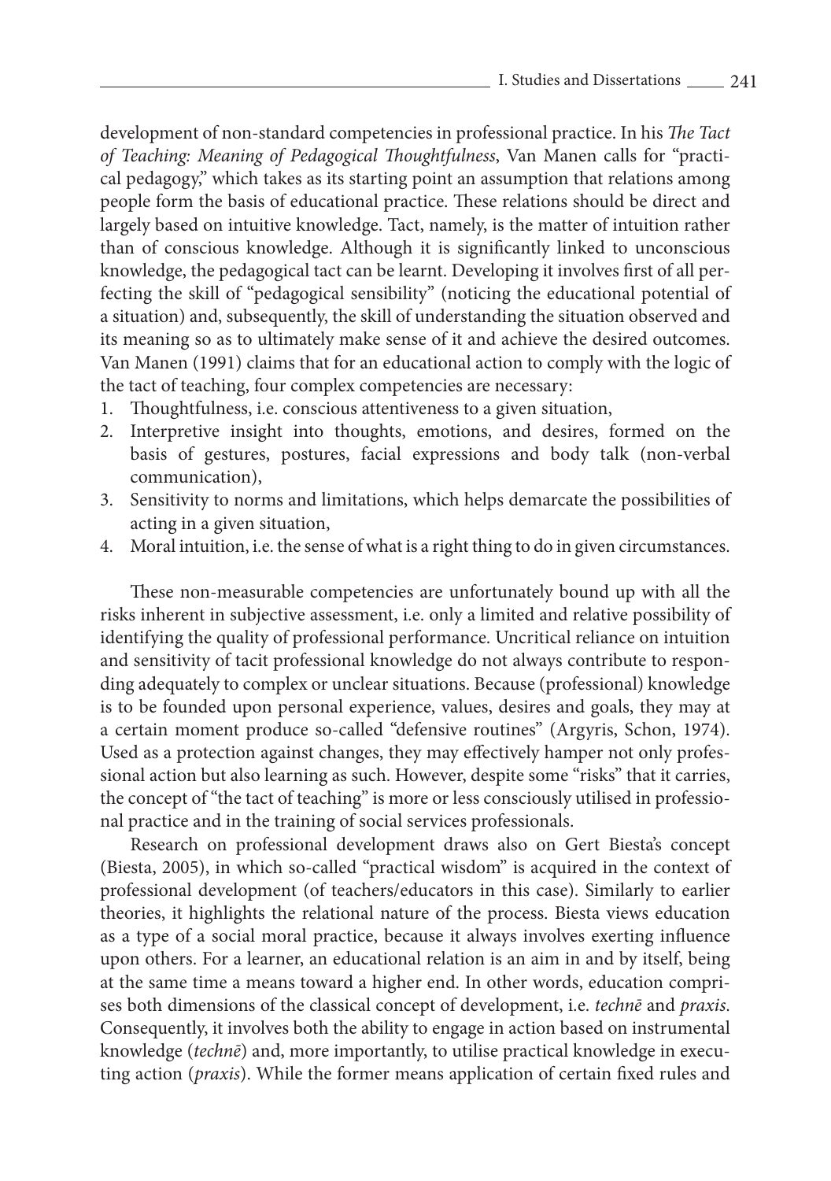development of non-standard competencies in professional practice. In his *The Tact of Teaching: Meaning of Pedagogical Thoughtfulness*, Van Manen calls for "practical pedagogy," which takes as its starting point an assumption that relations among people form the basis of educational practice. These relations should be direct and largely based on intuitive knowledge. Tact, namely, is the matter of intuition rather than of conscious knowledge. Although it is significantly linked to unconscious knowledge, the pedagogical tact can be learnt. Developing it involves first of all perfecting the skill of "pedagogical sensibility" (noticing the educational potential of a situation) and, subsequently, the skill of understanding the situation observed and its meaning so as to ultimately make sense of it and achieve the desired outcomes. Van Manen (1991) claims that for an educational action to comply with the logic of the tact of teaching, four complex competencies are necessary:

1. Thoughtfulness, i.e. conscious attentiveness to a given situation,
2. Interpretive insight into thoughts, emotions, and desires, formed on the basis of gestures, postures, facial expressions and body talk (non-verbal communication),
3. Sensitivity to norms and limitations, which helps demarcate the possibilities of acting in a given situation,
4. Moral intuition, i.e. the sense of what is a right thing to do in given circumstances.

These non-measurable competencies are unfortunately bound up with all the risks inherent in subjective assessment, i.e. only a limited and relative possibility of identifying the quality of professional performance. Uncritical reliance on intuition and sensitivity of tacit professional knowledge do not always contribute to responding adequately to complex or unclear situations. Because (professional) knowledge is to be founded upon personal experience, values, desires and goals, they may at a certain moment produce so-called "defensive routines" (Argyris, Schon, 1974). Used as a protection against changes, they may effectively hamper not only professional action but also learning as such. However, despite some "risks" that it carries, the concept of "the tact of teaching" is more or less consciously utilised in professional practice and in the training of social services professionals.

Research on professional development draws also on Gert Biesta's concept (Biesta, 2005), in which so-called "practical wisdom" is acquired in the context of professional development (of teachers/educators in this case). Similarly to earlier theories, it highlights the relational nature of the process. Biesta views education as a type of a social moral practice, because it always involves exerting influence upon others. For a learner, an educational relation is an aim in and by itself, being at the same time a means toward a higher end. In other words, education comprises both dimensions of the classical concept of development, i.e. *technē* and *praxis*. Consequently, it involves both the ability to engage in action based on instrumental knowledge (*technē*) and, more importantly, to utilise practical knowledge in executing action (*praxis*). While the former means application of certain fixed rules and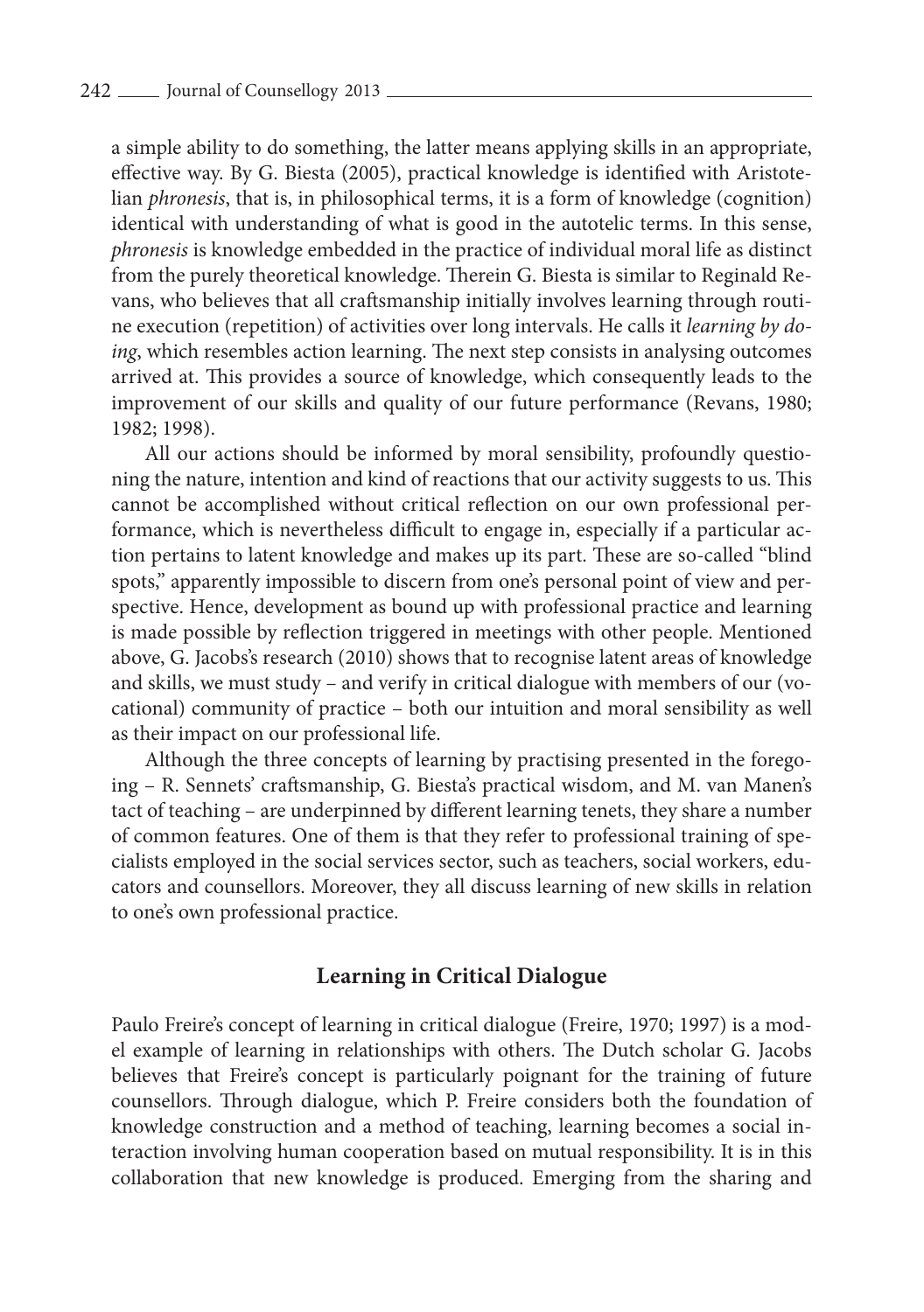a simple ability to do something, the latter means applying skills in an appropriate, effective way. By G. Biesta (2005), practical knowledge is identified with Aristotelian *phronesis*, that is, in philosophical terms, it is a form of knowledge (cognition) identical with understanding of what is good in the autotelic terms. In this sense, *phronesis* is knowledge embedded in the practice of individual moral life as distinct from the purely theoretical knowledge. Therein G. Biesta is similar to Reginald Revans, who believes that all craftsmanship initially involves learning through routine execution (repetition) of activities over long intervals. He calls it *learning by doing*, which resembles action learning. The next step consists in analysing outcomes arrived at. This provides a source of knowledge, which consequently leads to the improvement of our skills and quality of our future performance (Revans, 1980; 1982; 1998).

All our actions should be informed by moral sensibility, profoundly questioning the nature, intention and kind of reactions that our activity suggests to us. This cannot be accomplished without critical reflection on our own professional performance, which is nevertheless difficult to engage in, especially if a particular action pertains to latent knowledge and makes up its part. These are so-called "blind spots," apparently impossible to discern from one's personal point of view and perspective. Hence, development as bound up with professional practice and learning is made possible by reflection triggered in meetings with other people. Mentioned above, G. Jacobs's research (2010) shows that to recognise latent areas of knowledge and skills, we must study – and verify in critical dialogue with members of our (vocational) community of practice – both our intuition and moral sensibility as well as their impact on our professional life.

Although the three concepts of learning by practising presented in the foregoing – R. Sennets' craftsmanship, G. Biesta's practical wisdom, and M. van Manen's tact of teaching – are underpinned by different learning tenets, they share a number of common features. One of them is that they refer to professional training of specialists employed in the social services sector, such as teachers, social workers, educators and counsellors. Moreover, they all discuss learning of new skills in relation to one's own professional practice.

## Learning in Critical Dialogue

Paulo Freire's concept of learning in critical dialogue (Freire, 1970; 1997) is a model example of learning in relationships with others. The Dutch scholar G. Jacobs believes that Freire's concept is particularly poignant for the training of future counsellors. Through dialogue, which P. Freire considers both the foundation of knowledge construction and a method of teaching, learning becomes a social interaction involving human cooperation based on mutual responsibility. It is in this collaboration that new knowledge is produced. Emerging from the sharing and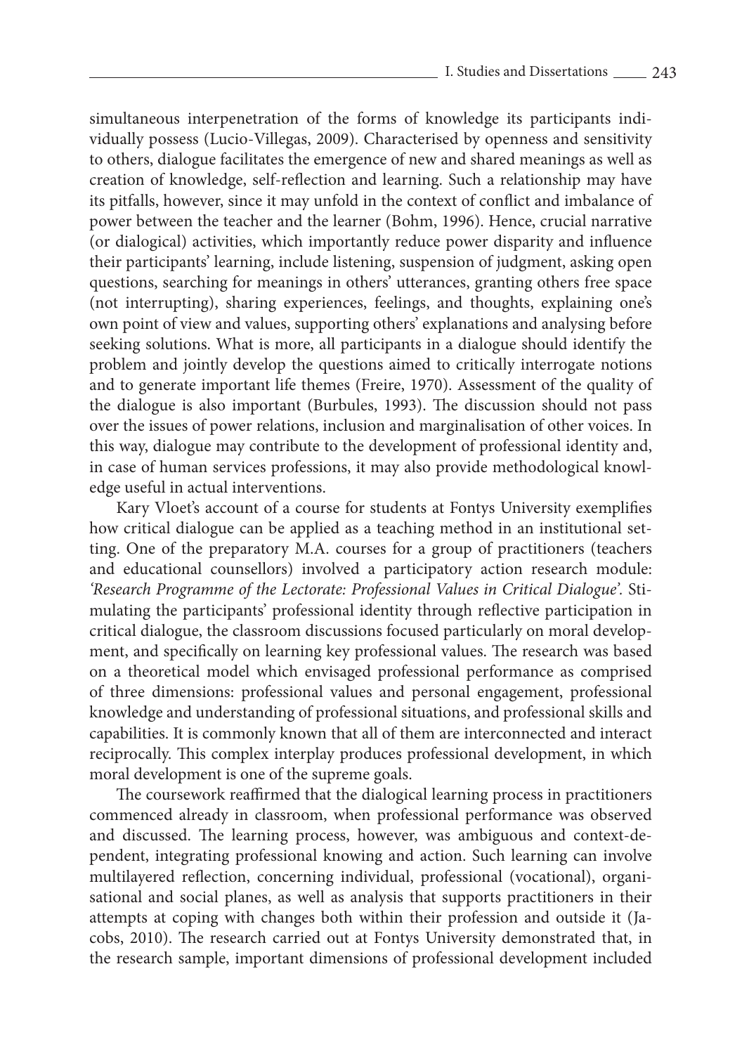simultaneous interpenetration of the forms of knowledge its participants individually possess (Lucio-Villegas, 2009). Characterised by openness and sensitivity to others, dialogue facilitates the emergence of new and shared meanings as well as creation of knowledge, self-reflection and learning. Such a relationship may have its pitfalls, however, since it may unfold in the context of conflict and imbalance of power between the teacher and the learner (Bohm, 1996). Hence, crucial narrative (or dialogical) activities, which importantly reduce power disparity and influence their participants' learning, include listening, suspension of judgment, asking open questions, searching for meanings in others' utterances, granting others free space (not interrupting), sharing experiences, feelings, and thoughts, explaining one's own point of view and values, supporting others' explanations and analysing before seeking solutions. What is more, all participants in a dialogue should identify the problem and jointly develop the questions aimed to critically interrogate notions and to generate important life themes (Freire, 1970). Assessment of the quality of the dialogue is also important (Burbules, 1993). The discussion should not pass over the issues of power relations, inclusion and marginalisation of other voices. In this way, dialogue may contribute to the development of professional identity and, in case of human services professions, it may also provide methodological knowledge useful in actual interventions.

Kary Vloet's account of a course for students at Fontys University exemplifies how critical dialogue can be applied as a teaching method in an institutional setting. One of the preparatory M.A. courses for a group of practitioners (teachers and educational counsellors) involved a participatory action research module: *'Research Programme of the Lectorate: Professional Values in Critical Dialogue'*. Stimulating the participants' professional identity through reflective participation in critical dialogue, the classroom discussions focused particularly on moral development, and specifically on learning key professional values. The research was based on a theoretical model which envisaged professional performance as comprised of three dimensions: professional values and personal engagement, professional knowledge and understanding of professional situations, and professional skills and capabilities. It is commonly known that all of them are interconnected and interact reciprocally. This complex interplay produces professional development, in which moral development is one of the supreme goals.

The coursework reaffirmed that the dialogical learning process in practitioners commenced already in classroom, when professional performance was observed and discussed. The learning process, however, was ambiguous and context-dependent, integrating professional knowing and action. Such learning can involve multilayered reflection, concerning individual, professional (vocational), organisational and social planes, as well as analysis that supports practitioners in their attempts at coping with changes both within their profession and outside it (Jacobs, 2010). The research carried out at Fontys University demonstrated that, in the research sample, important dimensions of professional development included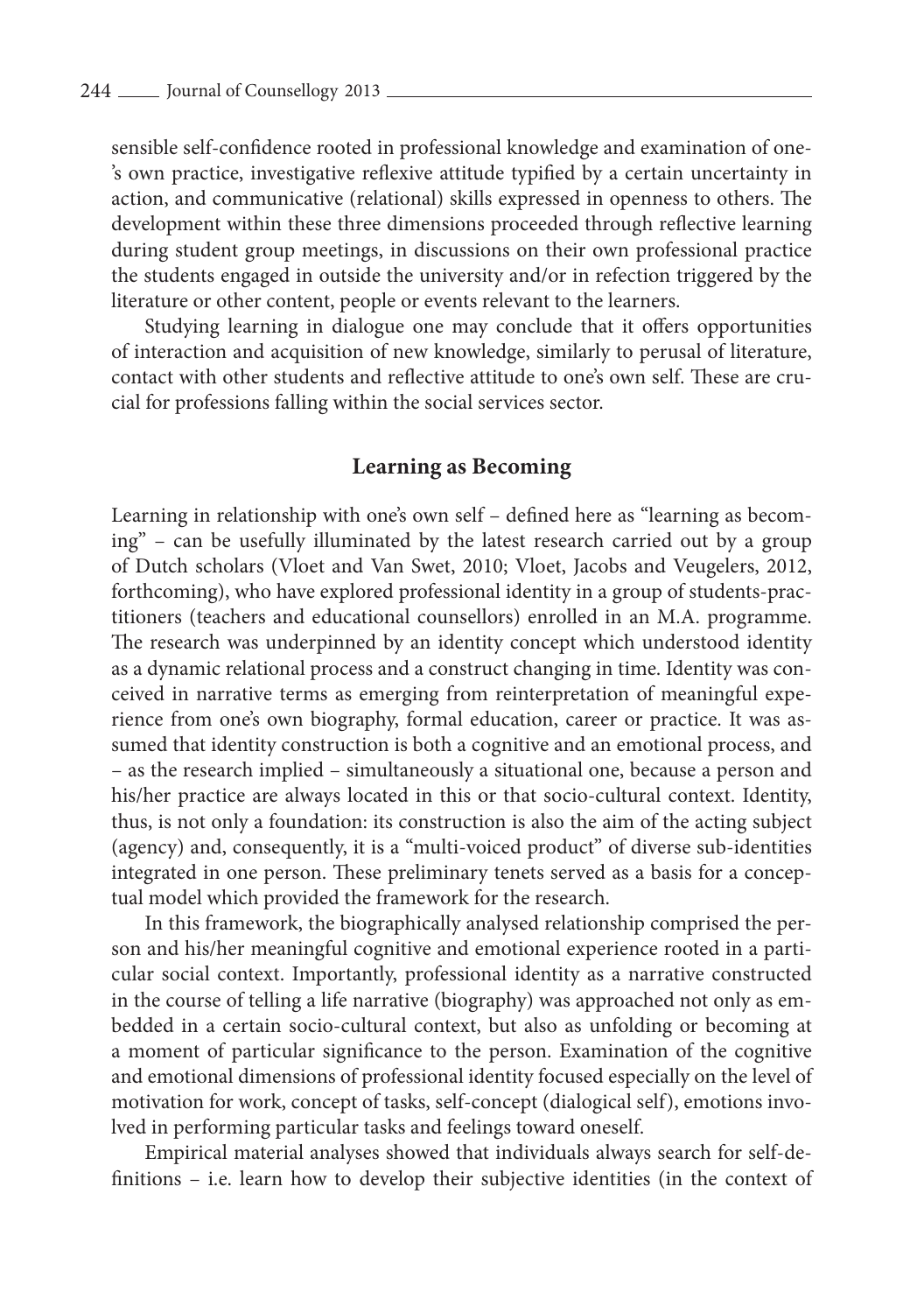sensible self-confidence rooted in professional knowledge and examination of one-'s own practice, investigative reflexive attitude typified by a certain uncertainty in action, and communicative (relational) skills expressed in openness to others. The development within these three dimensions proceeded through reflective learning during student group meetings, in discussions on their own professional practice the students engaged in outside the university and/or in refection triggered by the literature or other content, people or events relevant to the learners.

Studying learning in dialogue one may conclude that it offers opportunities of interaction and acquisition of new knowledge, similarly to perusal of literature, contact with other students and reflective attitude to one's own self. These are crucial for professions falling within the social services sector.

## Learning as Becoming

Learning in relationship with one's own self – defined here as "learning as becoming" – can be usefully illuminated by the latest research carried out by a group of Dutch scholars (Vloet and Van Swet, 2010; Vloet, Jacobs and Veugelers, 2012, forthcoming), who have explored professional identity in a group of students-practitioners (teachers and educational counsellors) enrolled in an M.A. programme. The research was underpinned by an identity concept which understood identity as a dynamic relational process and a construct changing in time. Identity was conceived in narrative terms as emerging from reinterpretation of meaningful experience from one's own biography, formal education, career or practice. It was assumed that identity construction is both a cognitive and an emotional process, and – as the research implied – simultaneously a situational one, because a person and his/her practice are always located in this or that socio-cultural context. Identity, thus, is not only a foundation: its construction is also the aim of the acting subject (agency) and, consequently, it is a "multi-voiced product" of diverse sub-identities integrated in one person. These preliminary tenets served as a basis for a conceptual model which provided the framework for the research.

In this framework, the biographically analysed relationship comprised the person and his/her meaningful cognitive and emotional experience rooted in a particular social context. Importantly, professional identity as a narrative constructed in the course of telling a life narrative (biography) was approached not only as embedded in a certain socio-cultural context, but also as unfolding or becoming at a moment of particular significance to the person. Examination of the cognitive and emotional dimensions of professional identity focused especially on the level of motivation for work, concept of tasks, self-concept (dialogical self), emotions involved in performing particular tasks and feelings toward oneself.

Empirical material analyses showed that individuals always search for self-definitions – i.e. learn how to develop their subjective identities (in the context of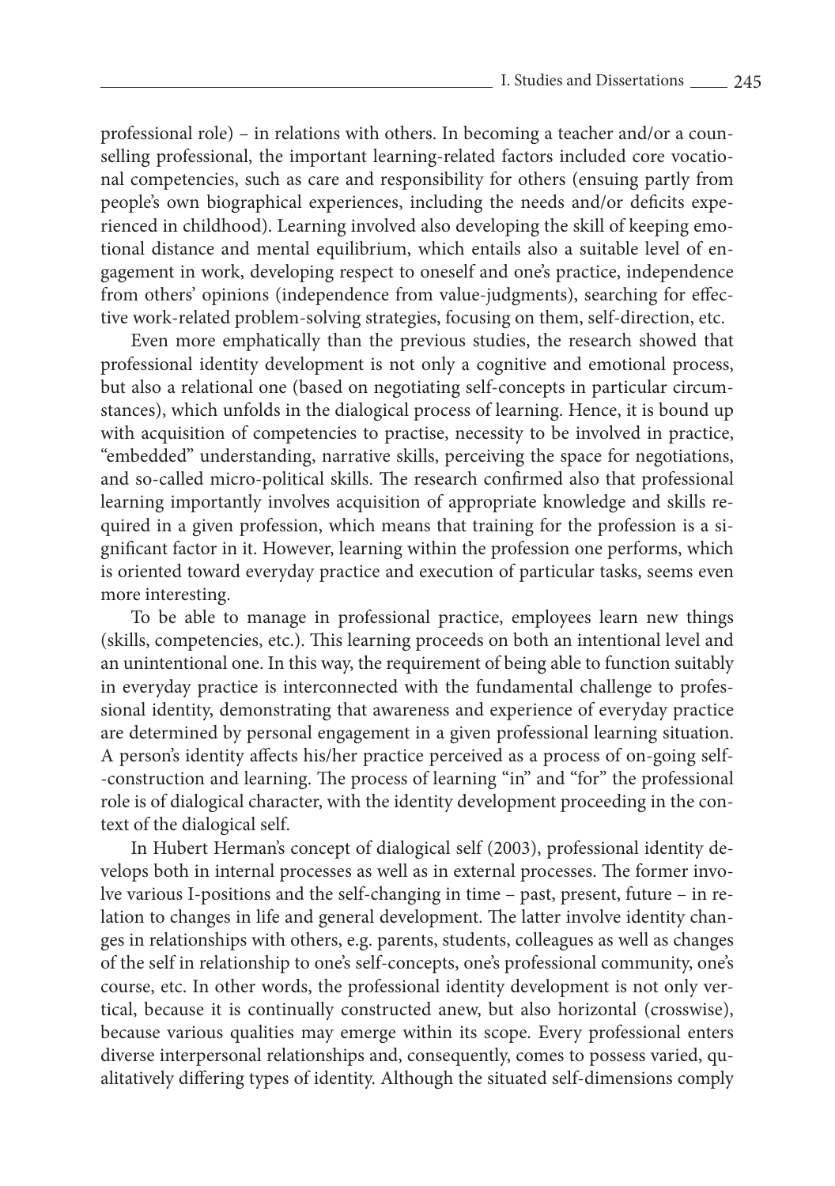professional role) – in relations with others. In becoming a teacher and/or a counselling professional, the important learning-related factors included core vocational competencies, such as care and responsibility for others (ensuing partly from people's own biographical experiences, including the needs and/or deficits experienced in childhood). Learning involved also developing the skill of keeping emotional distance and mental equilibrium, which entails also a suitable level of engagement in work, developing respect to oneself and one's practice, independence from others' opinions (independence from value-judgments), searching for effective work-related problem-solving strategies, focusing on them, self-direction, etc.

Even more emphatically than the previous studies, the research showed that professional identity development is not only a cognitive and emotional process, but also a relational one (based on negotiating self-concepts in particular circumstances), which unfolds in the dialogical process of learning. Hence, it is bound up with acquisition of competencies to practise, necessity to be involved in practice, "embedded" understanding, narrative skills, perceiving the space for negotiations, and so-called micro-political skills. The research confirmed also that professional learning importantly involves acquisition of appropriate knowledge and skills required in a given profession, which means that training for the profession is a significant factor in it. However, learning within the profession one performs, which is oriented toward everyday practice and execution of particular tasks, seems even more interesting.

To be able to manage in professional practice, employees learn new things (skills, competencies, etc.). This learning proceeds on both an intentional level and an unintentional one. In this way, the requirement of being able to function suitably in everyday practice is interconnected with the fundamental challenge to professional identity, demonstrating that awareness and experience of everyday practice are determined by personal engagement in a given professional learning situation. A person's identity affects his/her practice perceived as a process of on-going self-construction and learning. The process of learning "in" and "for" the professional role is of dialogical character, with the identity development proceeding in the context of the dialogical self.

In Hubert Herman's concept of dialogical self (2003), professional identity develops both in internal processes as well as in external processes. The former involve various I-positions and the self-changing in time – past, present, future – in relation to changes in life and general development. The latter involve identity changes in relationships with others, e.g. parents, students, colleagues as well as changes of the self in relationship to one's self-concepts, one's professional community, one's course, etc. In other words, the professional identity development is not only vertical, because it is continually constructed anew, but also horizontal (crosswise), because various qualities may emerge within its scope. Every professional enters diverse interpersonal relationships and, consequently, comes to possess varied, qualitatively differing types of identity. Although the situated self-dimensions comply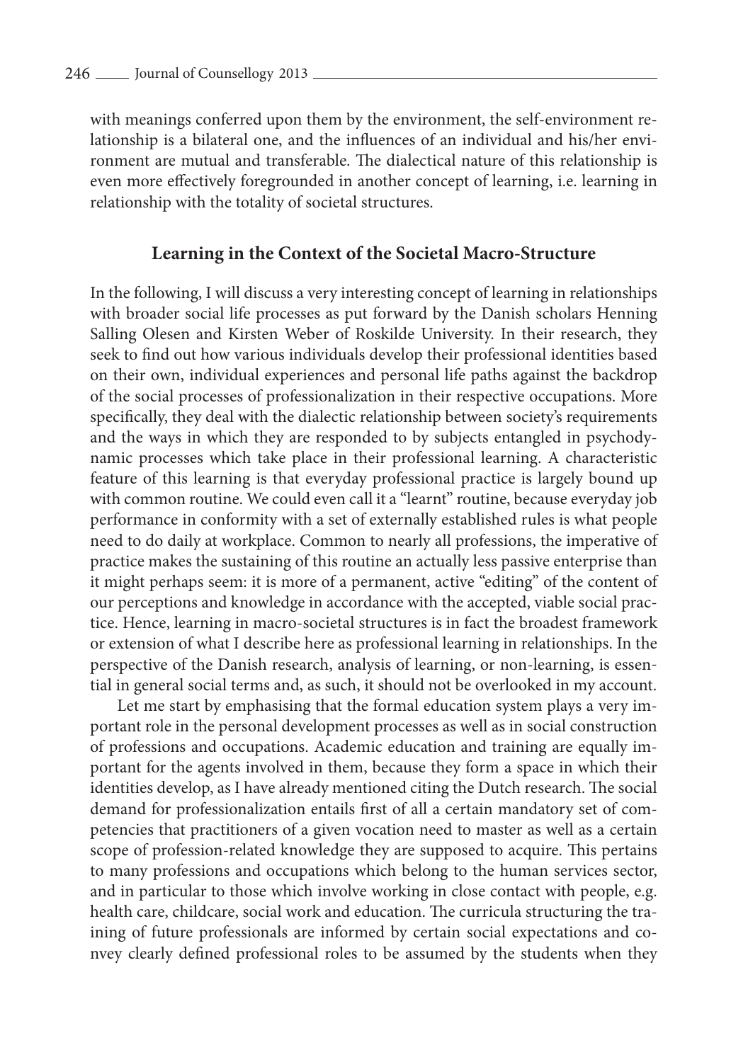with meanings conferred upon them by the environment, the self-environment relationship is a bilateral one, and the influences of an individual and his/her environment are mutual and transferable. The dialectical nature of this relationship is even more effectively foregrounded in another concept of learning, i.e. learning in relationship with the totality of societal structures.

## Learning in the Context of the Societal Macro-Structure

In the following, I will discuss a very interesting concept of learning in relationships with broader social life processes as put forward by the Danish scholars Henning Salling Olesen and Kirsten Weber of Roskilde University. In their research, they seek to find out how various individuals develop their professional identities based on their own, individual experiences and personal life paths against the backdrop of the social processes of professionalization in their respective occupations. More specifically, they deal with the dialectic relationship between society's requirements and the ways in which they are responded to by subjects entangled in psychodynamic processes which take place in their professional learning. A characteristic feature of this learning is that everyday professional practice is largely bound up with common routine. We could even call it a "learnt" routine, because everyday job performance in conformity with a set of externally established rules is what people need to do daily at workplace. Common to nearly all professions, the imperative of practice makes the sustaining of this routine an actually less passive enterprise than it might perhaps seem: it is more of a permanent, active "editing" of the content of our perceptions and knowledge in accordance with the accepted, viable social practice. Hence, learning in macro-societal structures is in fact the broadest framework or extension of what I describe here as professional learning in relationships. In the perspective of the Danish research, analysis of learning, or non-learning, is essential in general social terms and, as such, it should not be overlooked in my account.

Let me start by emphasising that the formal education system plays a very important role in the personal development processes as well as in social construction of professions and occupations. Academic education and training are equally important for the agents involved in them, because they form a space in which their identities develop, as I have already mentioned citing the Dutch research. The social demand for professionalization entails first of all a certain mandatory set of competencies that practitioners of a given vocation need to master as well as a certain scope of profession-related knowledge they are supposed to acquire. This pertains to many professions and occupations which belong to the human services sector, and in particular to those which involve working in close contact with people, e.g. health care, childcare, social work and education. The curricula structuring the training of future professionals are informed by certain social expectations and convey clearly defined professional roles to be assumed by the students when they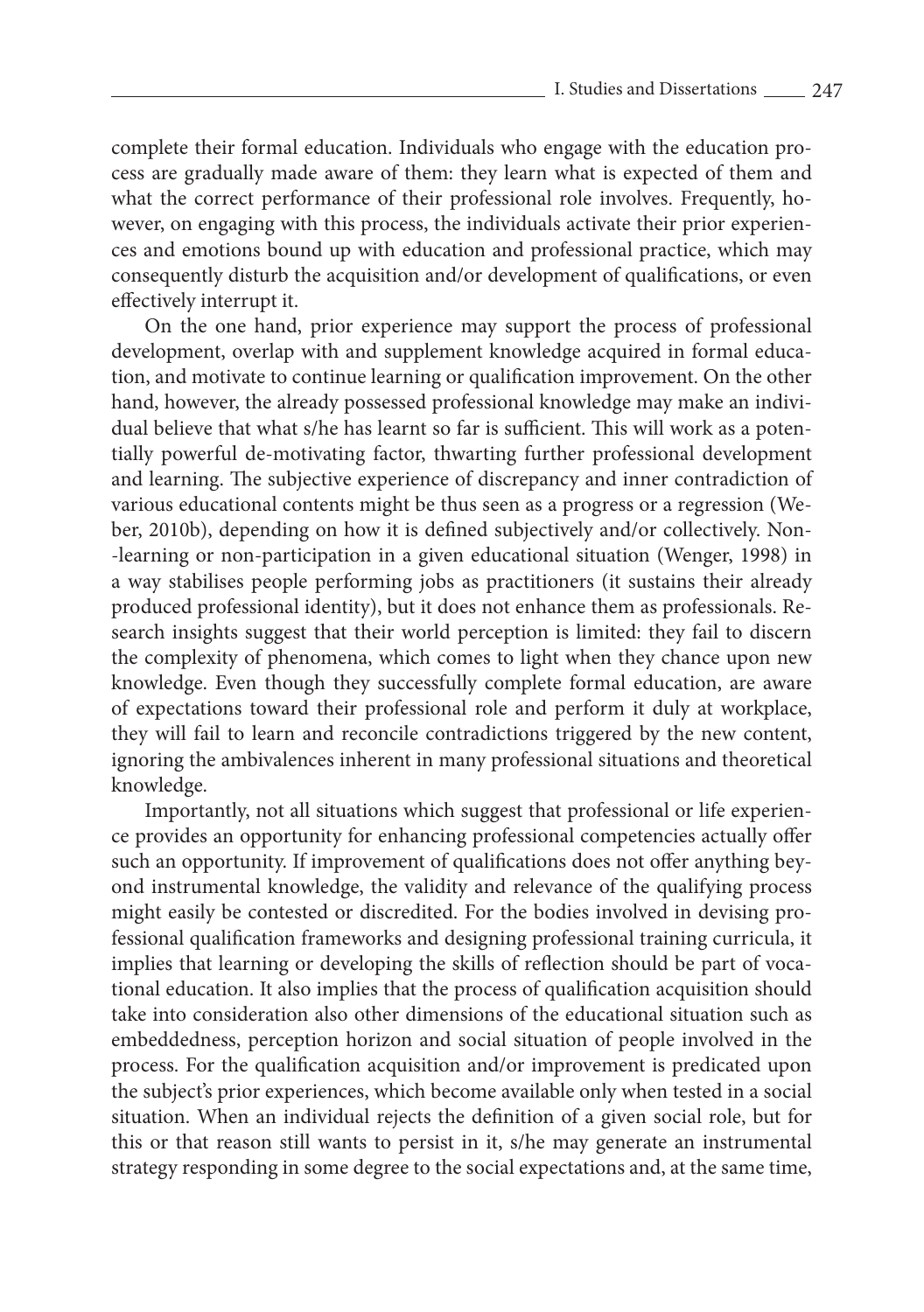complete their formal education. Individuals who engage with the education process are gradually made aware of them: they learn what is expected of them and what the correct performance of their professional role involves. Frequently, however, on engaging with this process, the individuals activate their prior experiences and emotions bound up with education and professional practice, which may consequently disturb the acquisition and/or development of qualifications, or even effectively interrupt it.

On the one hand, prior experience may support the process of professional development, overlap with and supplement knowledge acquired in formal education, and motivate to continue learning or qualification improvement. On the other hand, however, the already possessed professional knowledge may make an individual believe that what s/he has learnt so far is sufficient. This will work as a potentially powerful de-motivating factor, thwarting further professional development and learning. The subjective experience of discrepancy and inner contradiction of various educational contents might be thus seen as a progress or a regression (Weber, 2010b), depending on how it is defined subjectively and/or collectively. Non--learning or non-participation in a given educational situation (Wenger, 1998) in a way stabilises people performing jobs as practitioners (it sustains their already produced professional identity), but it does not enhance them as professionals. Research insights suggest that their world perception is limited: they fail to discern the complexity of phenomena, which comes to light when they chance upon new knowledge. Even though they successfully complete formal education, are aware of expectations toward their professional role and perform it duly at workplace, they will fail to learn and reconcile contradictions triggered by the new content, ignoring the ambivalences inherent in many professional situations and theoretical knowledge.

Importantly, not all situations which suggest that professional or life experience provides an opportunity for enhancing professional competencies actually offer such an opportunity. If improvement of qualifications does not offer anything beyond instrumental knowledge, the validity and relevance of the qualifying process might easily be contested or discredited. For the bodies involved in devising professional qualification frameworks and designing professional training curricula, it implies that learning or developing the skills of reflection should be part of vocational education. It also implies that the process of qualification acquisition should take into consideration also other dimensions of the educational situation such as embeddedness, perception horizon and social situation of people involved in the process. For the qualification acquisition and/or improvement is predicated upon the subject's prior experiences, which become available only when tested in a social situation. When an individual rejects the definition of a given social role, but for this or that reason still wants to persist in it, s/he may generate an instrumental strategy responding in some degree to the social expectations and, at the same time,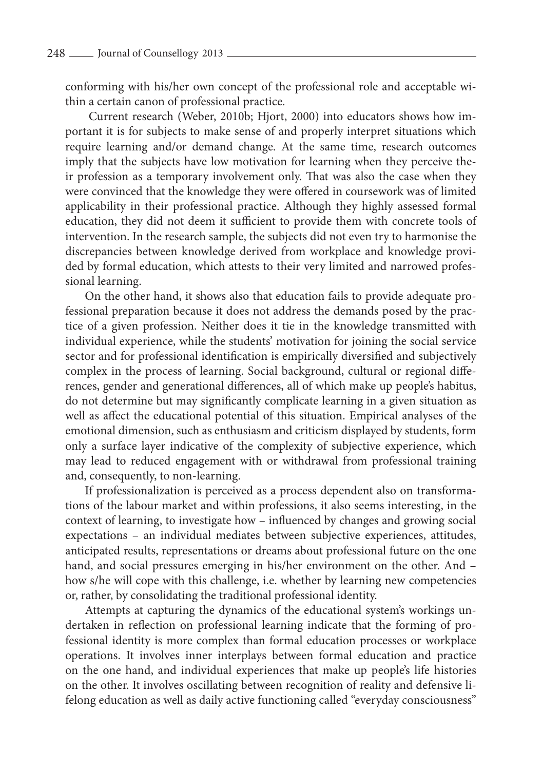conforming with his/her own concept of the professional role and acceptable within a certain canon of professional practice.

Current research (Weber, 2010b; Hjort, 2000) into educators shows how important it is for subjects to make sense of and properly interpret situations which require learning and/or demand change. At the same time, research outcomes imply that the subjects have low motivation for learning when they perceive their profession as a temporary involvement only. That was also the case when they were convinced that the knowledge they were offered in coursework was of limited applicability in their professional practice. Although they highly assessed formal education, they did not deem it sufficient to provide them with concrete tools of intervention. In the research sample, the subjects did not even try to harmonise the discrepancies between knowledge derived from workplace and knowledge provided by formal education, which attests to their very limited and narrowed professional learning.

On the other hand, it shows also that education fails to provide adequate professional preparation because it does not address the demands posed by the practice of a given profession. Neither does it tie in the knowledge transmitted with individual experience, while the students' motivation for joining the social service sector and for professional identification is empirically diversified and subjectively complex in the process of learning. Social background, cultural or regional differences, gender and generational differences, all of which make up people's habitus, do not determine but may significantly complicate learning in a given situation as well as affect the educational potential of this situation. Empirical analyses of the emotional dimension, such as enthusiasm and criticism displayed by students, form only a surface layer indicative of the complexity of subjective experience, which may lead to reduced engagement with or withdrawal from professional training and, consequently, to non-learning.

If professionalization is perceived as a process dependent also on transformations of the labour market and within professions, it also seems interesting, in the context of learning, to investigate how – influenced by changes and growing social expectations – an individual mediates between subjective experiences, attitudes, anticipated results, representations or dreams about professional future on the one hand, and social pressures emerging in his/her environment on the other. And – how s/he will cope with this challenge, i.e. whether by learning new competencies or, rather, by consolidating the traditional professional identity.

Attempts at capturing the dynamics of the educational system's workings undertaken in reflection on professional learning indicate that the forming of professional identity is more complex than formal education processes or workplace operations. It involves inner interplays between formal education and practice on the one hand, and individual experiences that make up people's life histories on the other. It involves oscillating between recognition of reality and defensive lifelong education as well as daily active functioning called "everyday consciousness"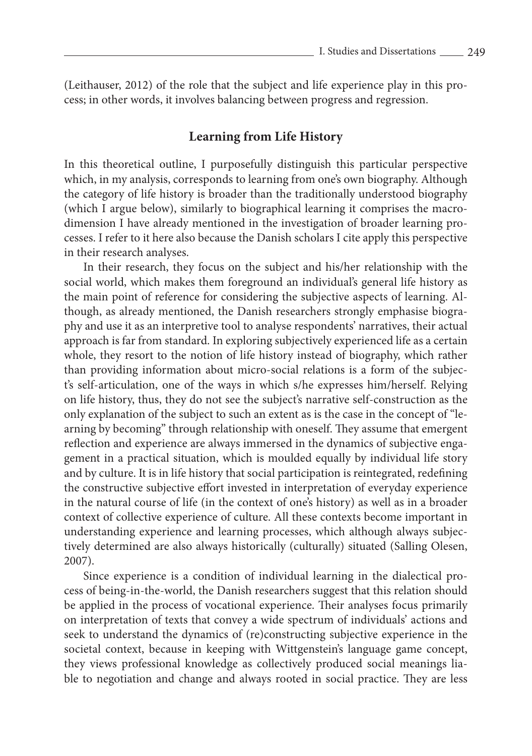(Leithauser, 2012) of the role that the subject and life experience play in this process; in other words, it involves balancing between progress and regression.

## Learning from Life History

In this theoretical outline, I purposefully distinguish this particular perspective which, in my analysis, corresponds to learning from one's own biography. Although the category of life history is broader than the traditionally understood biography (which I argue below), similarly to biographical learning it comprises the macro-dimension I have already mentioned in the investigation of broader learning processes. I refer to it here also because the Danish scholars I cite apply this perspective in their research analyses.

In their research, they focus on the subject and his/her relationship with the social world, which makes them foreground an individual's general life history as the main point of reference for considering the subjective aspects of learning. Although, as already mentioned, the Danish researchers strongly emphasise biography and use it as an interpretive tool to analyse respondents' narratives, their actual approach is far from standard. In exploring subjectively experienced life as a certain whole, they resort to the notion of life history instead of biography, which rather than providing information about micro-social relations is a form of the subject's self-articulation, one of the ways in which s/he expresses him/herself. Relying on life history, thus, they do not see the subject's narrative self-construction as the only explanation of the subject to such an extent as is the case in the concept of "learning by becoming" through relationship with oneself. They assume that emergent reflection and experience are always immersed in the dynamics of subjective engagement in a practical situation, which is moulded equally by individual life story and by culture. It is in life history that social participation is reintegrated, redefining the constructive subjective effort invested in interpretation of everyday experience in the natural course of life (in the context of one's history) as well as in a broader context of collective experience of culture. All these contexts become important in understanding experience and learning processes, which although always subjectively determined are also always historically (culturally) situated (Salling Olesen, 2007).

Since experience is a condition of individual learning in the dialectical process of being-in-the-world, the Danish researchers suggest that this relation should be applied in the process of vocational experience. Their analyses focus primarily on interpretation of texts that convey a wide spectrum of individuals' actions and seek to understand the dynamics of (re)constructing subjective experience in the societal context, because in keeping with Wittgenstein's language game concept, they views professional knowledge as collectively produced social meanings liable to negotiation and change and always rooted in social practice. They are less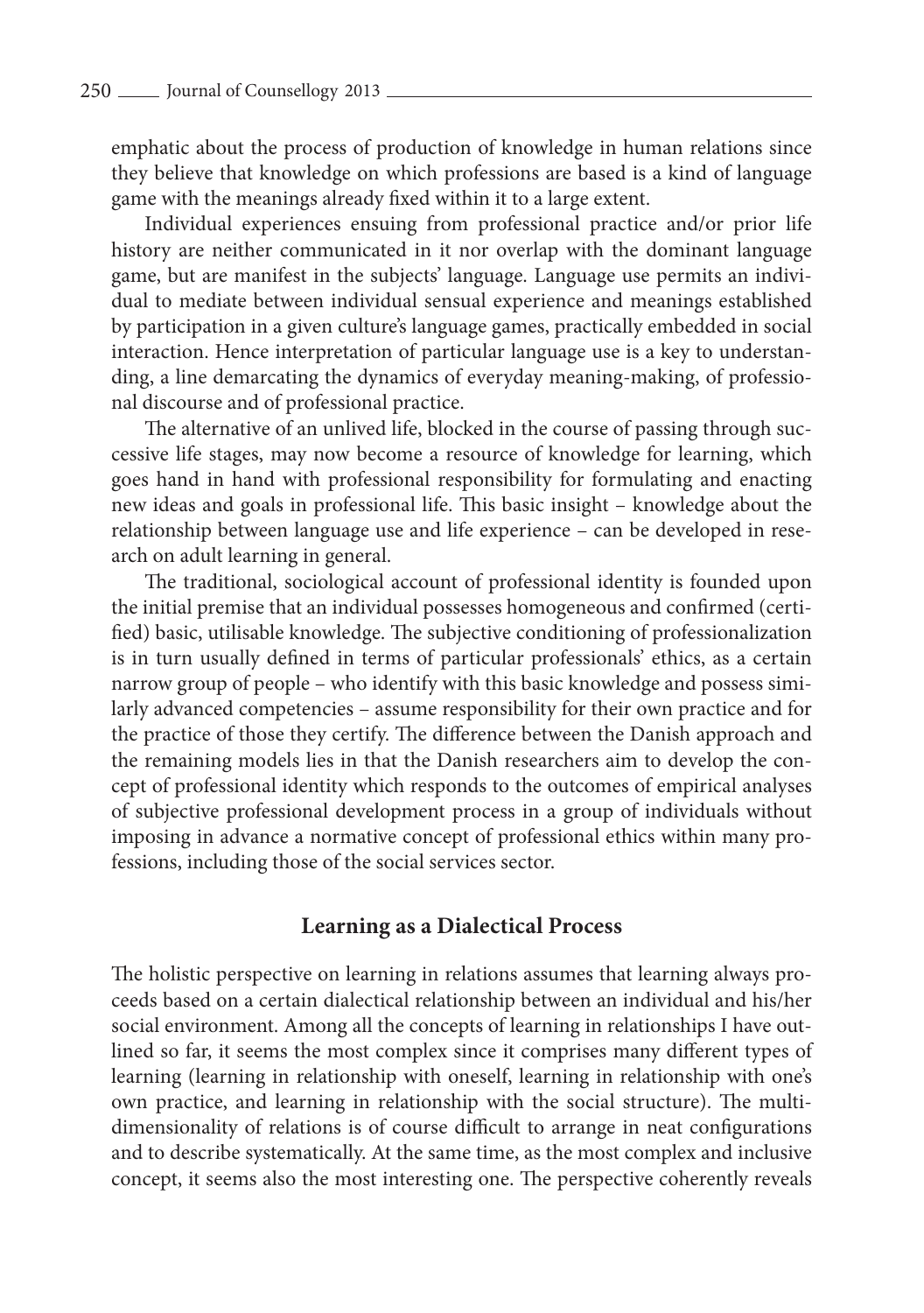emphatic about the process of production of knowledge in human relations since they believe that knowledge on which professions are based is a kind of language game with the meanings already fixed within it to a large extent.

Individual experiences ensuing from professional practice and/or prior life history are neither communicated in it nor overlap with the dominant language game, but are manifest in the subjects' language. Language use permits an individual to mediate between individual sensual experience and meanings established by participation in a given culture's language games, practically embedded in social interaction. Hence interpretation of particular language use is a key to understanding, a line demarcating the dynamics of everyday meaning-making, of professional discourse and of professional practice.

The alternative of an unlived life, blocked in the course of passing through successive life stages, may now become a resource of knowledge for learning, which goes hand in hand with professional responsibility for formulating and enacting new ideas and goals in professional life. This basic insight – knowledge about the relationship between language use and life experience – can be developed in research on adult learning in general.

The traditional, sociological account of professional identity is founded upon the initial premise that an individual possesses homogeneous and confirmed (certified) basic, utilisable knowledge. The subjective conditioning of professionalization is in turn usually defined in terms of particular professionals' ethics, as a certain narrow group of people – who identify with this basic knowledge and possess similarly advanced competencies – assume responsibility for their own practice and for the practice of those they certify. The difference between the Danish approach and the remaining models lies in that the Danish researchers aim to develop the concept of professional identity which responds to the outcomes of empirical analyses of subjective professional development process in a group of individuals without imposing in advance a normative concept of professional ethics within many professions, including those of the social services sector.

## Learning as a Dialectical Process

The holistic perspective on learning in relations assumes that learning always proceeds based on a certain dialectical relationship between an individual and his/her social environment. Among all the concepts of learning in relationships I have outlined so far, it seems the most complex since it comprises many different types of learning (learning in relationship with oneself, learning in relationship with one's own practice, and learning in relationship with the social structure). The multidimensionality of relations is of course difficult to arrange in neat configurations and to describe systematically. At the same time, as the most complex and inclusive concept, it seems also the most interesting one. The perspective coherently reveals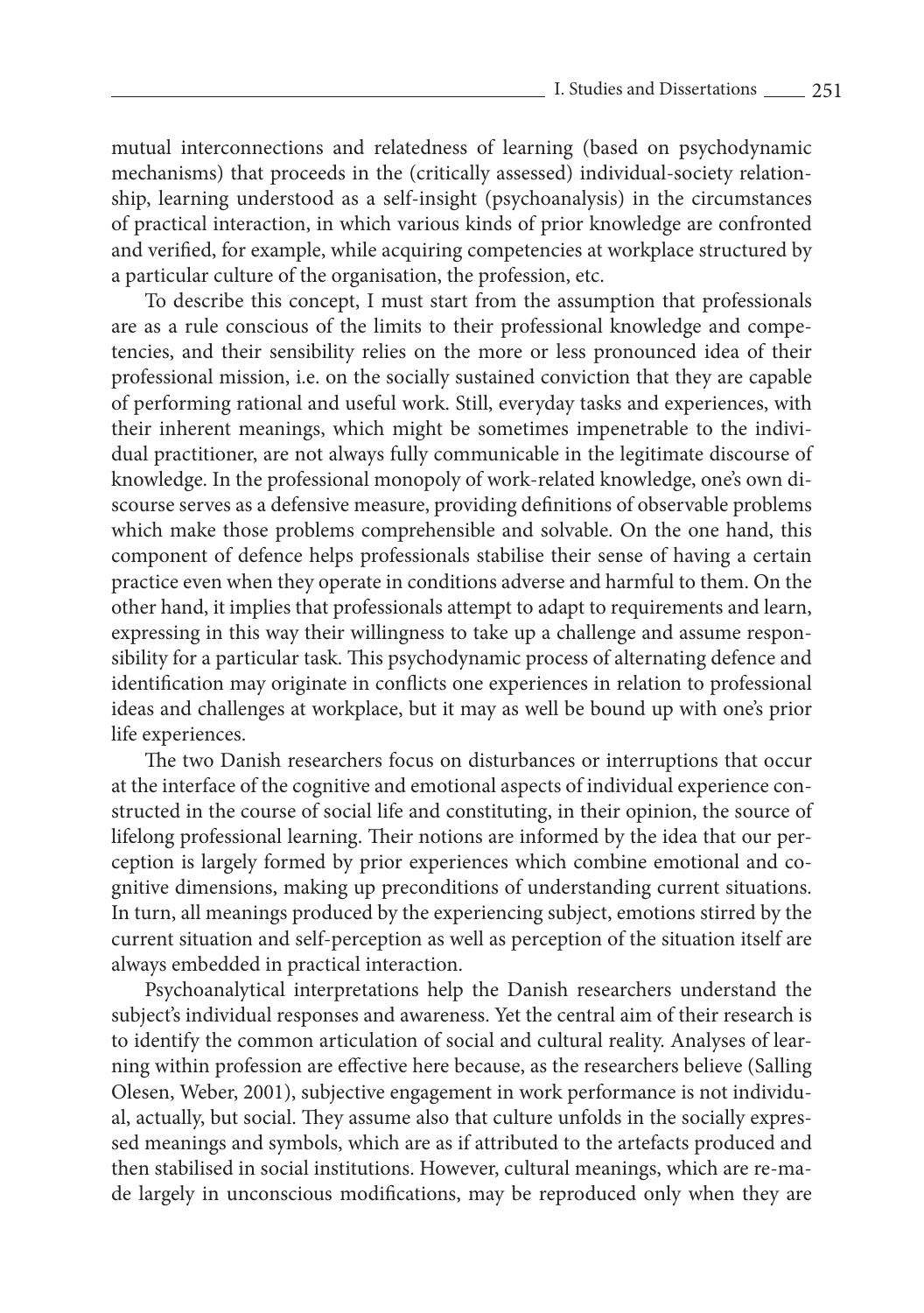mutual interconnections and relatedness of learning (based on psychodynamic mechanisms) that proceeds in the (critically assessed) individual-society relationship, learning understood as a self-insight (psychoanalysis) in the circumstances of practical interaction, in which various kinds of prior knowledge are confronted and verified, for example, while acquiring competencies at workplace structured by a particular culture of the organisation, the profession, etc.

To describe this concept, I must start from the assumption that professionals are as a rule conscious of the limits to their professional knowledge and competencies, and their sensibility relies on the more or less pronounced idea of their professional mission, i.e. on the socially sustained conviction that they are capable of performing rational and useful work. Still, everyday tasks and experiences, with their inherent meanings, which might be sometimes impenetrable to the individual practitioner, are not always fully communicable in the legitimate discourse of knowledge. In the professional monopoly of work-related knowledge, one's own discourse serves as a defensive measure, providing definitions of observable problems which make those problems comprehensible and solvable. On the one hand, this component of defence helps professionals stabilise their sense of having a certain practice even when they operate in conditions adverse and harmful to them. On the other hand, it implies that professionals attempt to adapt to requirements and learn, expressing in this way their willingness to take up a challenge and assume responsibility for a particular task. This psychodynamic process of alternating defence and identification may originate in conflicts one experiences in relation to professional ideas and challenges at workplace, but it may as well be bound up with one's prior life experiences.

The two Danish researchers focus on disturbances or interruptions that occur at the interface of the cognitive and emotional aspects of individual experience constructed in the course of social life and constituting, in their opinion, the source of lifelong professional learning. Their notions are informed by the idea that our perception is largely formed by prior experiences which combine emotional and cognitive dimensions, making up preconditions of understanding current situations. In turn, all meanings produced by the experiencing subject, emotions stirred by the current situation and self-perception as well as perception of the situation itself are always embedded in practical interaction.

Psychoanalytical interpretations help the Danish researchers understand the subject's individual responses and awareness. Yet the central aim of their research is to identify the common articulation of social and cultural reality. Analyses of learning within profession are effective here because, as the researchers believe (Salling Olesen, Weber, 2001), subjective engagement in work performance is not individual, actually, but social. They assume also that culture unfolds in the socially expressed meanings and symbols, which are as if attributed to the artefacts produced and then stabilised in social institutions. However, cultural meanings, which are re-made largely in unconscious modifications, may be reproduced only when they are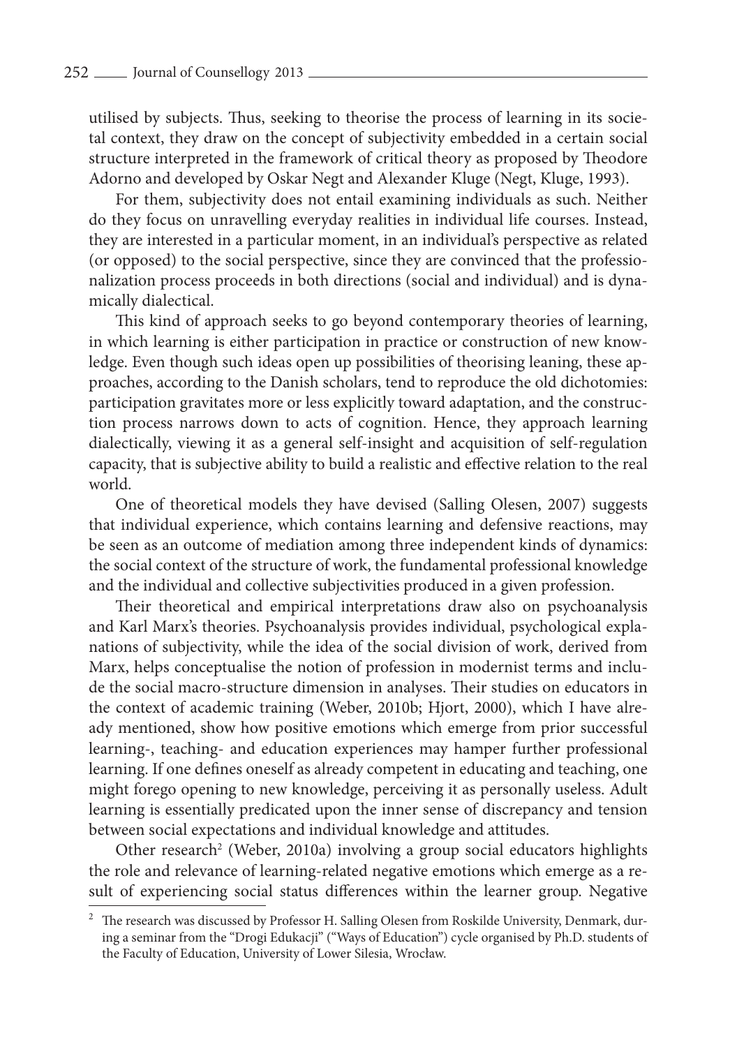utilised by subjects. Thus, seeking to theorise the process of learning in its societal context, they draw on the concept of subjectivity embedded in a certain social structure interpreted in the framework of critical theory as proposed by Theodore Adorno and developed by Oskar Negt and Alexander Kluge (Negt, Kluge, 1993).

For them, subjectivity does not entail examining individuals as such. Neither do they focus on unravelling everyday realities in individual life courses. Instead, they are interested in a particular moment, in an individual's perspective as related (or opposed) to the social perspective, since they are convinced that the professionalization process proceeds in both directions (social and individual) and is dynamically dialectical.

This kind of approach seeks to go beyond contemporary theories of learning, in which learning is either participation in practice or construction of new knowledge. Even though such ideas open up possibilities of theorising leaning, these approaches, according to the Danish scholars, tend to reproduce the old dichotomies: participation gravitates more or less explicitly toward adaptation, and the construction process narrows down to acts of cognition. Hence, they approach learning dialectically, viewing it as a general self-insight and acquisition of self-regulation capacity, that is subjective ability to build a realistic and effective relation to the real world.

One of theoretical models they have devised (Salling Olesen, 2007) suggests that individual experience, which contains learning and defensive reactions, may be seen as an outcome of mediation among three independent kinds of dynamics: the social context of the structure of work, the fundamental professional knowledge and the individual and collective subjectivities produced in a given profession.

Their theoretical and empirical interpretations draw also on psychoanalysis and Karl Marx's theories. Psychoanalysis provides individual, psychological explanations of subjectivity, while the idea of the social division of work, derived from Marx, helps conceptualise the notion of profession in modernist terms and include the social macro-structure dimension in analyses. Their studies on educators in the context of academic training (Weber, 2010b; Hjort, 2000), which I have already mentioned, show how positive emotions which emerge from prior successful learning-, teaching- and education experiences may hamper further professional learning. If one defines oneself as already competent in educating and teaching, one might forego opening to new knowledge, perceiving it as personally useless. Adult learning is essentially predicated upon the inner sense of discrepancy and tension between social expectations and individual knowledge and attitudes.

Other research[2] (Weber, 2010a) involving a group social educators highlights the role and relevance of learning-related negative emotions which emerge as a result of experiencing social status differences within the learner group. Negative

[2] The research was discussed by Professor H. Salling Olesen from Roskilde University, Denmark, during a seminar from the "Drogi Edukacji" ("Ways of Education") cycle organised by Ph.D. students of the Faculty of Education, University of Lower Silesia, Wrocław.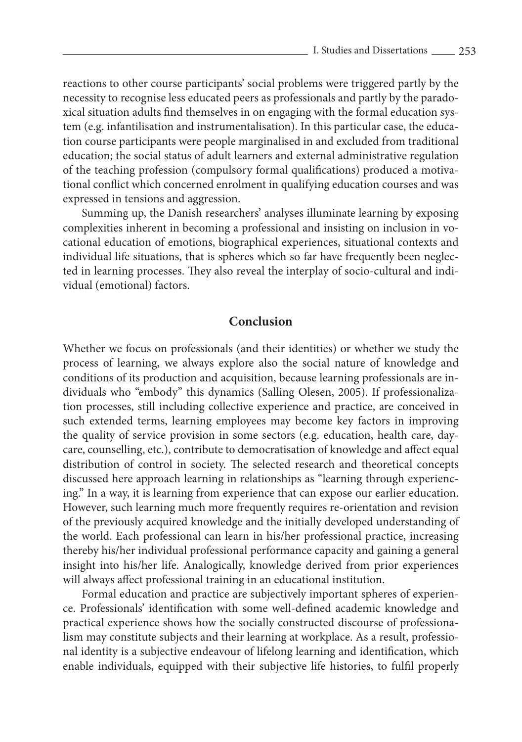reactions to other course participants' social problems were triggered partly by the necessity to recognise less educated peers as professionals and partly by the paradoxical situation adults find themselves in on engaging with the formal education system (e.g. infantilisation and instrumentalisation). In this particular case, the education course participants were people marginalised in and excluded from traditional education; the social status of adult learners and external administrative regulation of the teaching profession (compulsory formal qualifications) produced a motivational conflict which concerned enrolment in qualifying education courses and was expressed in tensions and aggression.

Summing up, the Danish researchers' analyses illuminate learning by exposing complexities inherent in becoming a professional and insisting on inclusion in vocational education of emotions, biographical experiences, situational contexts and individual life situations, that is spheres which so far have frequently been neglected in learning processes. They also reveal the interplay of socio-cultural and individual (emotional) factors.

## Conclusion

Whether we focus on professionals (and their identities) or whether we study the process of learning, we always explore also the social nature of knowledge and conditions of its production and acquisition, because learning professionals are individuals who "embody" this dynamics (Salling Olesen, 2005). If professionalization processes, still including collective experience and practice, are conceived in such extended terms, learning employees may become key factors in improving the quality of service provision in some sectors (e.g. education, health care, daycare, counselling, etc.), contribute to democratisation of knowledge and affect equal distribution of control in society. The selected research and theoretical concepts discussed here approach learning in relationships as "learning through experiencing." In a way, it is learning from experience that can expose our earlier education. However, such learning much more frequently requires re-orientation and revision of the previously acquired knowledge and the initially developed understanding of the world. Each professional can learn in his/her professional practice, increasing thereby his/her individual professional performance capacity and gaining a general insight into his/her life. Analogically, knowledge derived from prior experiences will always affect professional training in an educational institution.

Formal education and practice are subjectively important spheres of experience. Professionals' identification with some well-defined academic knowledge and practical experience shows how the socially constructed discourse of professionalism may constitute subjects and their learning at workplace. As a result, professional identity is a subjective endeavour of lifelong learning and identification, which enable individuals, equipped with their subjective life histories, to fulfil properly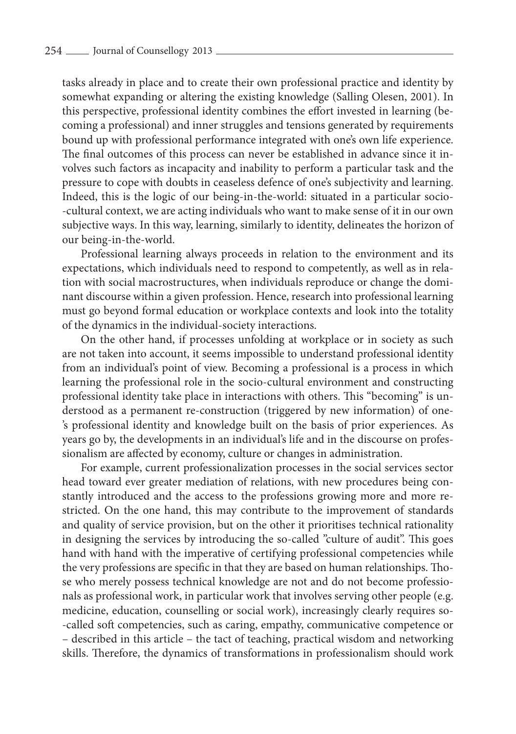tasks already in place and to create their own professional practice and identity by somewhat expanding or altering the existing knowledge (Salling Olesen, 2001). In this perspective, professional identity combines the effort invested in learning (becoming a professional) and inner struggles and tensions generated by requirements bound up with professional performance integrated with one's own life experience. The final outcomes of this process can never be established in advance since it involves such factors as incapacity and inability to perform a particular task and the pressure to cope with doubts in ceaseless defence of one's subjectivity and learning. Indeed, this is the logic of our being-in-the-world: situated in a particular socio-cultural context, we are acting individuals who want to make sense of it in our own subjective ways. In this way, learning, similarly to identity, delineates the horizon of our being-in-the-world.

Professional learning always proceeds in relation to the environment and its expectations, which individuals need to respond to competently, as well as in relation with social macrostructures, when individuals reproduce or change the dominant discourse within a given profession. Hence, research into professional learning must go beyond formal education or workplace contexts and look into the totality of the dynamics in the individual-society interactions.

On the other hand, if processes unfolding at workplace or in society as such are not taken into account, it seems impossible to understand professional identity from an individual's point of view. Becoming a professional is a process in which learning the professional role in the socio-cultural environment and constructing professional identity take place in interactions with others. This "becoming" is understood as a permanent re-construction (triggered by new information) of one's professional identity and knowledge built on the basis of prior experiences. As years go by, the developments in an individual's life and in the discourse on professionalism are affected by economy, culture or changes in administration.

For example, current professionalization processes in the social services sector head toward ever greater mediation of relations, with new procedures being constantly introduced and the access to the professions growing more and more restricted. On the one hand, this may contribute to the improvement of standards and quality of service provision, but on the other it prioritises technical rationality in designing the services by introducing the so-called "culture of audit". This goes hand with hand with the imperative of certifying professional competencies while the very professions are specific in that they are based on human relationships. Those who merely possess technical knowledge are not and do not become professionals as professional work, in particular work that involves serving other people (e.g. medicine, education, counselling or social work), increasingly clearly requires so-called soft competencies, such as caring, empathy, communicative competence or – described in this article – the tact of teaching, practical wisdom and networking skills. Therefore, the dynamics of transformations in professionalism should work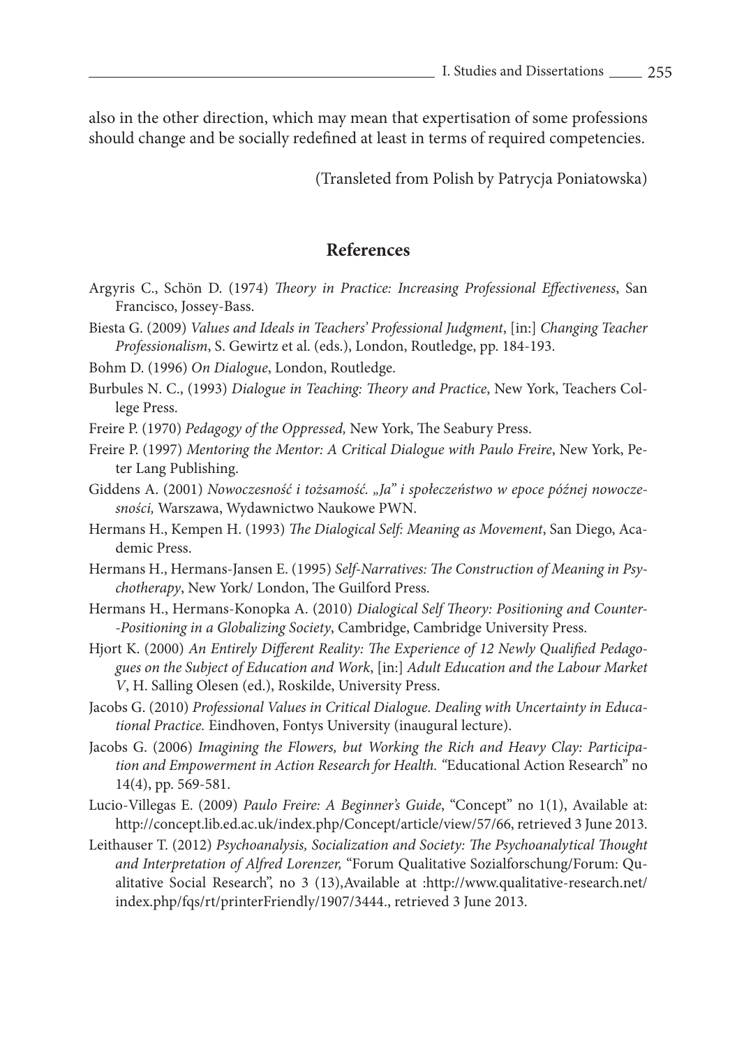also in the other direction, which may mean that expertisation of some professions should change and be socially redefined at least in terms of required competencies.

(Transleted from Polish by Patrycja Poniatowska)

## References

Argyris C., Schön D. (1974) *Theory in Practice: Increasing Professional Effectiveness*, San Francisco, Jossey-Bass.

Biesta G. (2009) *Values and Ideals in Teachers' Professional Judgment*, [in:] *Changing Teacher Professionalism*, S. Gewirtz et al. (eds.), London, Routledge, pp. 184-193.

Bohm D. (1996) *On Dialogue*, London, Routledge.

Burbules N. C., (1993) *Dialogue in Teaching: Theory and Practice*, New York, Teachers College Press.

Freire P. (1970) *Pedagogy of the Oppressed,* New York, The Seabury Press.

Freire P. (1997) *Mentoring the Mentor: A Critical Dialogue with Paulo Freire*, New York, Peter Lang Publishing.

Giddens A. (2001) *Nowoczesność i tożsamość. „Ja" i społeczeństwo w epoce późnej nowoczesności,* Warszawa, Wydawnictwo Naukowe PWN.

Hermans H., Kempen H. (1993) *The Dialogical Self: Meaning as Movement*, San Diego, Academic Press.

Hermans H., Hermans-Jansen E. (1995) *Self-Narratives: The Construction of Meaning in Psychotherapy*, New York/ London, The Guilford Press.

Hermans H., Hermans-Konopka A. (2010) *Dialogical Self Theory: Positioning and Counter--Positioning in a Globalizing Society*, Cambridge, Cambridge University Press.

Hjort K. (2000) *An Entirely Different Reality: The Experience of 12 Newly Qualified Pedagogues on the Subject of Education and Work*, [in:] *Adult Education and the Labour Market V*, H. Salling Olesen (ed.), Roskilde, University Press.

Jacobs G. (2010) *Professional Values in Critical Dialogue. Dealing with Uncertainty in Educational Practice.* Eindhoven, Fontys University (inaugural lecture).

Jacobs G. (2006) *Imagining the Flowers, but Working the Rich and Heavy Clay: Participation and Empowerment in Action Research for Health. "*Educational Action Research" no 14(4), pp. 569-581.

Lucio-Villegas E. (2009) *Paulo Freire: A Beginner's Guide*, "Concept" no 1(1), Available at: http://concept.lib.ed.ac.uk/index.php/Concept/article/view/57/66, retrieved 3 June 2013.

Leithauser T. (2012) *Psychoanalysis, Socialization and Society: The Psychoanalytical Thought and Interpretation of Alfred Lorenzer,* "Forum Qualitative Sozialforschung/Forum: Qualitative Social Research", no 3 (13),Available at :http://www.qualitative-research.net/index.php/fqs/rt/printerFriendly/1907/3444., retrieved 3 June 2013.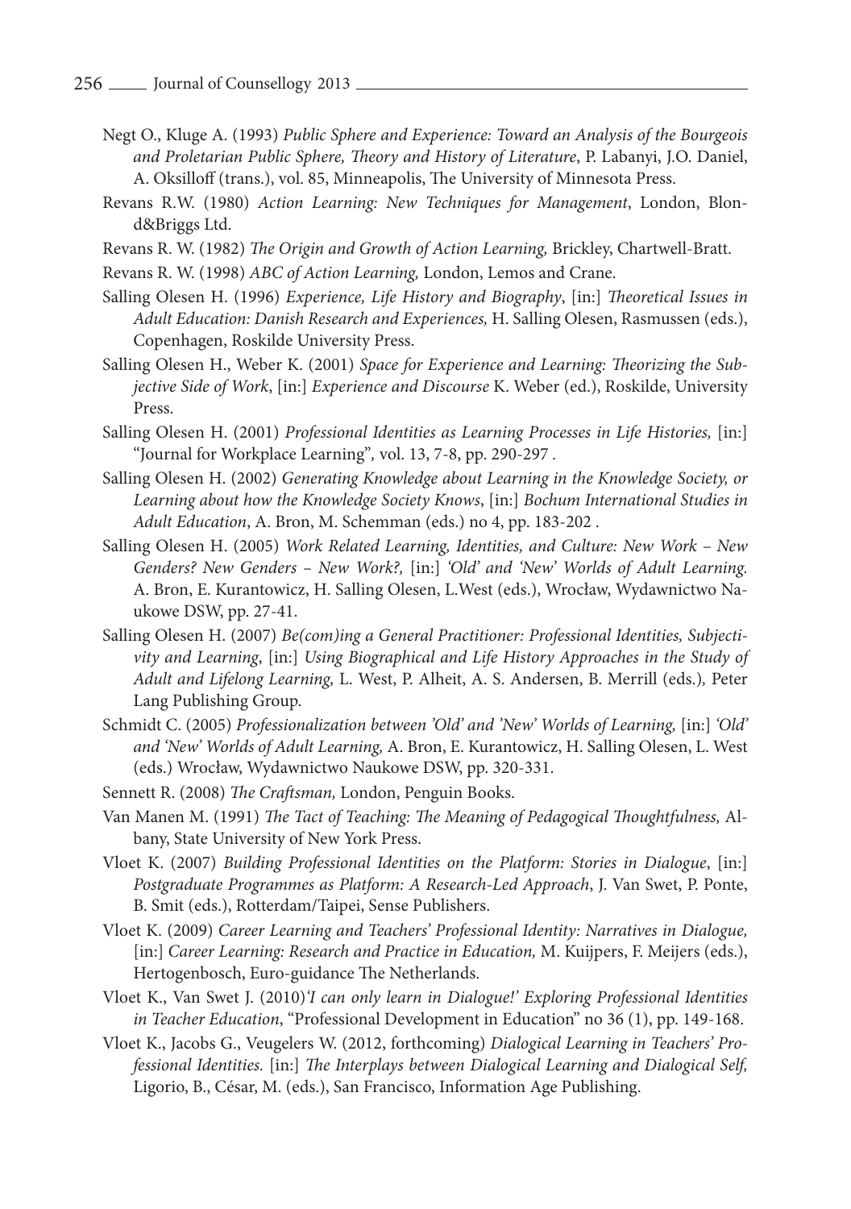Negt O., Kluge A. (1993) *Public Sphere and Experience: Toward an Analysis of the Bourgeois and Proletarian Public Sphere, Theory and History of Literature*, P. Labanyi, J.O. Daniel, A. Oksiloff (trans.), vol. 85, Minneapolis, The University of Minnesota Press.

Revans R.W. (1980) *Action Learning: New Techniques for Management*, London, Blond&Briggs Ltd.

Revans R. W. (1982) *The Origin and Growth of Action Learning,* Brickley, Chartwell-Bratt.

Revans R. W. (1998) *ABC of Action Learning,* London, Lemos and Crane.

Salling Olesen H. (1996) *Experience, Life History and Biography*, [in:] *Theoretical Issues in Adult Education: Danish Research and Experiences,* H. Salling Olesen, Rasmussen (eds.), Copenhagen, Roskilde University Press.

Salling Olesen H., Weber K. (2001) *Space for Experience and Learning: Theorizing the Subjective Side of Work*, [in:] *Experience and Discourse* K. Weber (ed.), Roskilde, University Press.

Salling Olesen H. (2001) *Professional Identities as Learning Processes in Life Histories,* [in:] "Journal for Workplace Learning", vol. 13, 7-8, pp. 290-297 .

Salling Olesen H. (2002) *Generating Knowledge about Learning in the Knowledge Society, or Learning about how the Knowledge Society Knows*, [in:] *Bochum International Studies in Adult Education*, A. Bron, M. Schemman (eds.) no 4, pp. 183-202 .

Salling Olesen H. (2005) *Work Related Learning, Identities, and Culture: New Work – New Genders? New Genders – New Work?,* [in:] *'Old' and 'New' Worlds of Adult Learning.* A. Bron, E. Kurantowicz, H. Salling Olesen, L.West (eds.), Wrocław, Wydawnictwo Naukowe DSW, pp. 27-41.

Salling Olesen H. (2007) *Be(com)ing a General Practitioner: Professional Identities, Subjectivity and Learning*, [in:] *Using Biographical and Life History Approaches in the Study of Adult and Lifelong Learning,* L. West, P. Alheit, A. S. Andersen, B. Merrill (eds.)*,* Peter Lang Publishing Group.

Schmidt C. (2005) *Professionalization between 'Old' and 'New' Worlds of Learning,* [in:] *'Old' and 'New' Worlds of Adult Learning,* A. Bron, E. Kurantowicz, H. Salling Olesen, L. West (eds.) Wrocław, Wydawnictwo Naukowe DSW, pp. 320-331.

Sennett R. (2008) *The Craftsman,* London, Penguin Books.

Van Manen M. (1991) *The Tact of Teaching: The Meaning of Pedagogical Thoughtfulness,* Albany, State University of New York Press.

Vloet K. (2007) *Building Professional Identities on the Platform: Stories in Dialogue*, [in:] *Postgraduate Programmes as Platform: A Research-Led Approach*, J. Van Swet, P. Ponte, B. Smit (eds.), Rotterdam/Taipei, Sense Publishers.

Vloet K. (2009) *Career Learning and Teachers' Professional Identity: Narratives in Dialogue,* [in:] *Career Learning: Research and Practice in Education,* M. Kuijpers, F. Meijers (eds.), Hertogenbosch, Euro-guidance The Netherlands.

Vloet K., Van Swet J. (2010)*'I can only learn in Dialogue!' Exploring Professional Identities in Teacher Education*, "Professional Development in Education" no 36 (1), pp. 149-168.

Vloet K., Jacobs G., Veugelers W. (2012, forthcoming) *Dialogical Learning in Teachers' Professional Identities.* [in:] *The Interplays between Dialogical Learning and Dialogical Self,* Ligorio, B., César, M. (eds.), San Francisco, Information Age Publishing.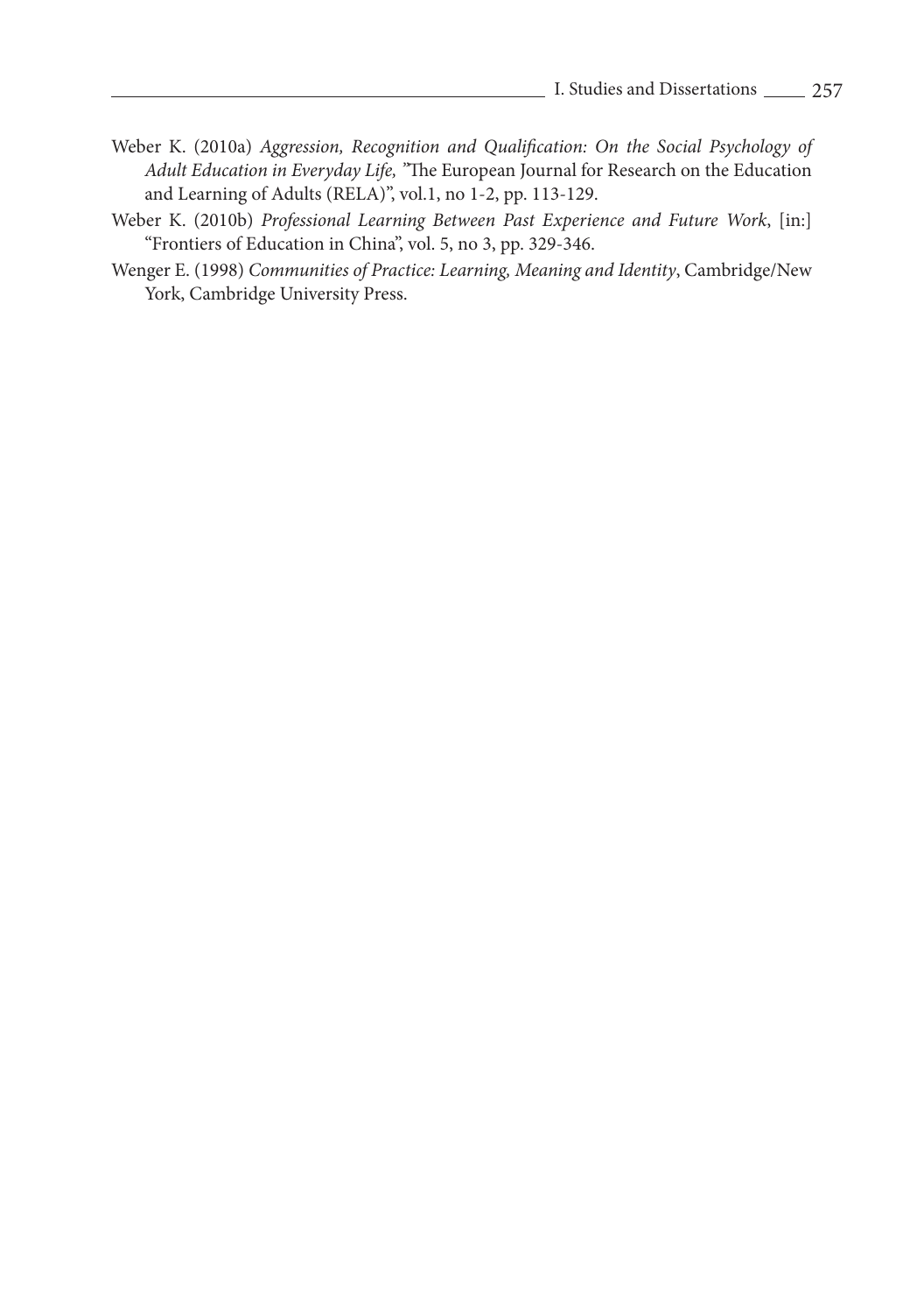Weber K. (2010a) *Aggression, Recognition and Qualification: On the Social Psychology of Adult Education in Everyday Life,* "The European Journal for Research on the Education and Learning of Adults (RELA)", vol.1, no 1-2, pp. 113-129.

Weber K. (2010b) *Professional Learning Between Past Experience and Future Work*, [in:] "Frontiers of Education in China", vol. 5, no 3, pp. 329-346.

Wenger E. (1998) *Communities of Practice: Learning, Meaning and Identity*, Cambridge/New York, Cambridge University Press.